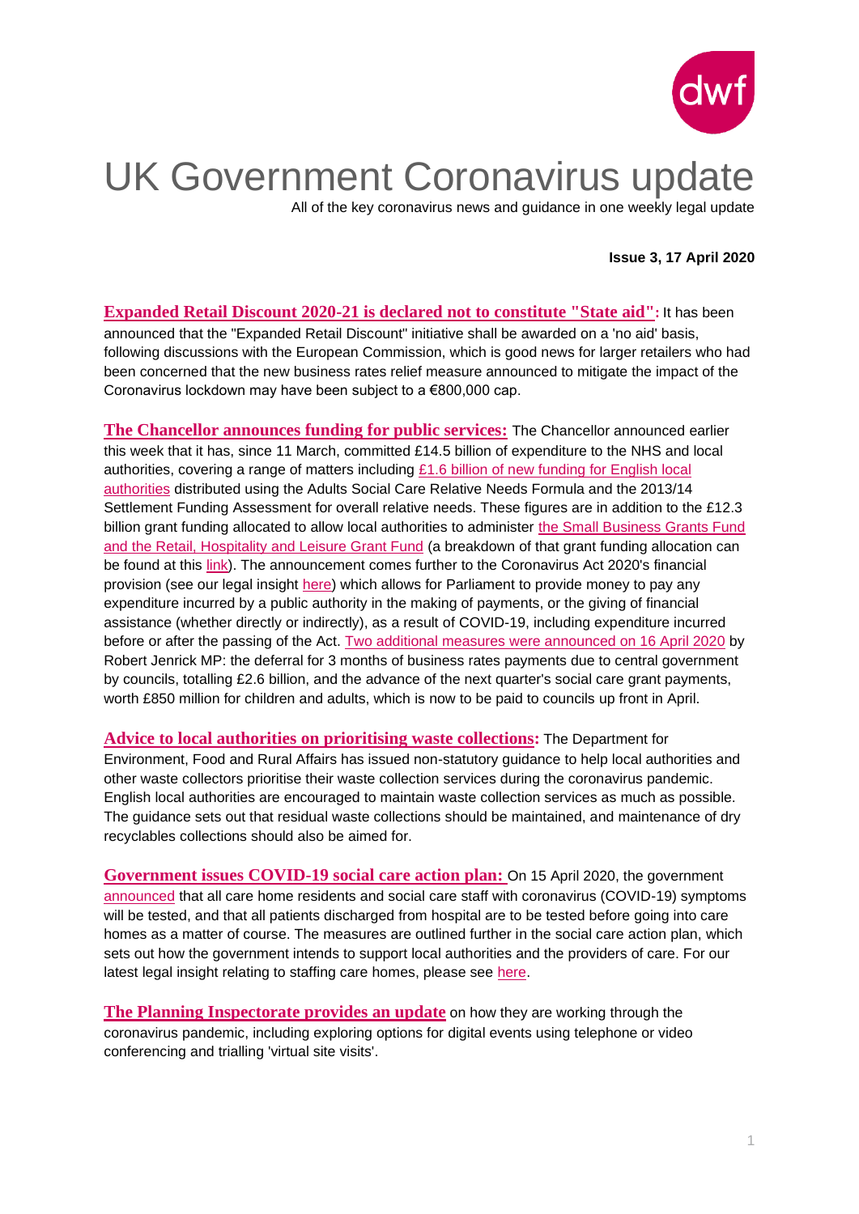# UK Government Coronavirus update

All of the key coronavirus news and guidance in one weekly legal update

**Issue 3, 17 April 2020**

**Expanded Retail Discount 2020-21 is declared not to constitute "State aid":** It has been announced that the "Expanded Retail Discount" initiative shall be awarded on a 'no aid' basis, following discussions with the European Commission, which is good news for larger retailers who had been concerned that the new business rates relief measure announced to mitigate the impact of the Coronavirus lockdown may have been subject to a €800,000 cap.

**The Chancellor announces funding for public services:** The Chancellor announced earlier this week that it has, since 11 March, committed £14.5 billion of expenditure to the NHS and local authorities, covering a range of matters including £1.6 billion of new funding for English local authorities distributed using the Adults Social Care Relative Needs Formula and the 2013/14 Settlement Funding Assessment for overall relative needs. These figures are in addition to the £12.3 billion grant funding allocated to allow local authorities to administer the Small Business Grants Fund and the Retail, Hospitality and Leisure Grant Fund (a breakdown of that grant funding allocation can be found at this link). The announcement comes further to the Coronavirus Act 2020's financial provision (see our legal insight here) which allows for Parliament to provide money to pay any expenditure incurred by a public authority in the making of payments, or the giving of financial assistance (whether directly or indirectly), as a result of COVID-19, including expenditure incurred before or after the passing of the Act. Two additional measures were announced on 16 April 2020 by Robert Jenrick MP: the deferral for 3 months of business rates payments due to central government by councils, totalling £2.6 billion, and the advance of the next quarter's social care grant payments, worth £850 million for children and adults, which is now to be paid to councils up front in April.

**Advice to local authorities on prioritising waste collections:** The Department for Environment, Food and Rural Affairs has issued non-statutory guidance to help local authorities and other waste collectors prioritise their waste collection services during the coronavirus pandemic. English local authorities are encouraged to maintain waste collection services as much as possible. The guidance sets out that residual waste collections should be maintained, and maintenance of dry recyclables collections should also be aimed for.

**Government issues COVID-19 social care action plan:** On 15 April 2020, the government announced that all care home residents and social care staff with coronavirus (COVID-19) symptoms will be tested, and that all patients discharged from hospital are to be tested before going into care homes as a matter of course. The measures are outlined further in the social care action plan, which sets out how the government intends to support local authorities and the providers of care. For our latest legal insight relating to staffing care homes, please see here.

**The Planning Inspectorate provides an update** on how they are working through the coronavirus pandemic, including exploring options for digital events using telephone or video conferencing and trialling 'virtual site visits'.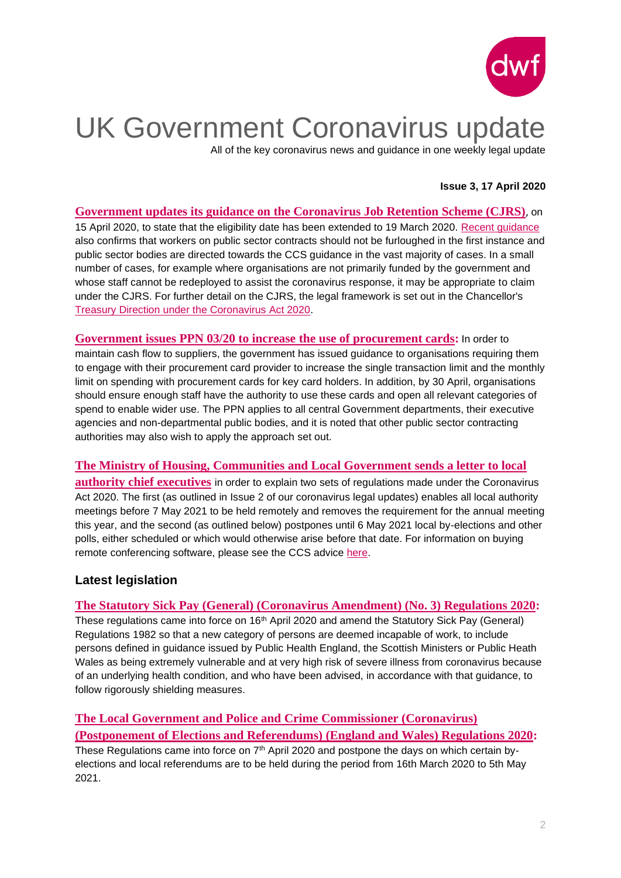# UK Government Coronavirus update

All of the key coronavirus news and guidance in one weekly legal update

**Issue 3, 17 April 2020**

**Government updates its guidance on the Coronavirus Job Retention Scheme (CJRS)**, on 15 April 2020, to state that the eligibility date has been extended to 19 March 2020. Recent guidance also confirms that workers on public sector contracts should not be furloughed in the first instance and public sector bodies are directed towards the CCS guidance in the vast majority of cases. In a small number of cases, for example where organisations are not primarily funded by the government and whose staff cannot be redeployed to assist the coronavirus response, it may be appropriate to claim under the CJRS. For further detail on the CJRS, the legal framework is set out in the Chancellor's Treasury Direction under the Coronavirus Act 2020.

**Government issues PPN 03/20 to increase the use of procurement cards:** In order to maintain cash flow to suppliers, the government has issued guidance to organisations requiring them to engage with their procurement card provider to increase the single transaction limit and the monthly limit on spending with procurement cards for key card holders. In addition, by 30 April, organisations should ensure enough staff have the authority to use these cards and open all relevant categories of spend to enable wider use. The PPN applies to all central Government departments, their executive agencies and non-departmental public bodies, and it is noted that other public sector contracting authorities may also wish to apply the approach set out.

**The Ministry of Housing, Communities and Local Government sends a letter to local authority chief executives** in order to explain two sets of regulations made under the Coronavirus Act 2020. The first (as outlined in Issue 2 of our coronavirus legal updates) enables all local authority meetings before 7 May 2021 to be held remotely and removes the requirement for the annual meeting this year, and the second (as outlined below) postpones until 6 May 2021 local by-elections and other polls, either scheduled or which would otherwise arise before that date. For information on buying remote conferencing software, please see the CCS advice here.

## Latest legislation

**The Statutory Sick Pay (General) (Coronavirus Amendment) (No. 3) Regulations 2020:** These regulations came into force on 16th April 2020 and amend the Statutory Sick Pay (General) Regulations 1982 so that a new category of persons are deemed incapable of work, to include persons defined in guidance issued by Public Health England, the Scottish Ministers or Public Heath Wales as being extremely vulnerable and at very high risk of severe illness from coronavirus because of an underlying health condition, and who have been advised, in accordance with that guidance, to follow rigorously shielding measures.

**The Local Government and Police and Crime Commissioner (Coronavirus) (Postponement of Elections and Referendums) (England and Wales) Regulations 2020:** These Regulations came into force on 7th April 2020 and postpone the days on which certain by-elections and local referendums are to be held during the period from 16th March 2020 to 5th May 2021.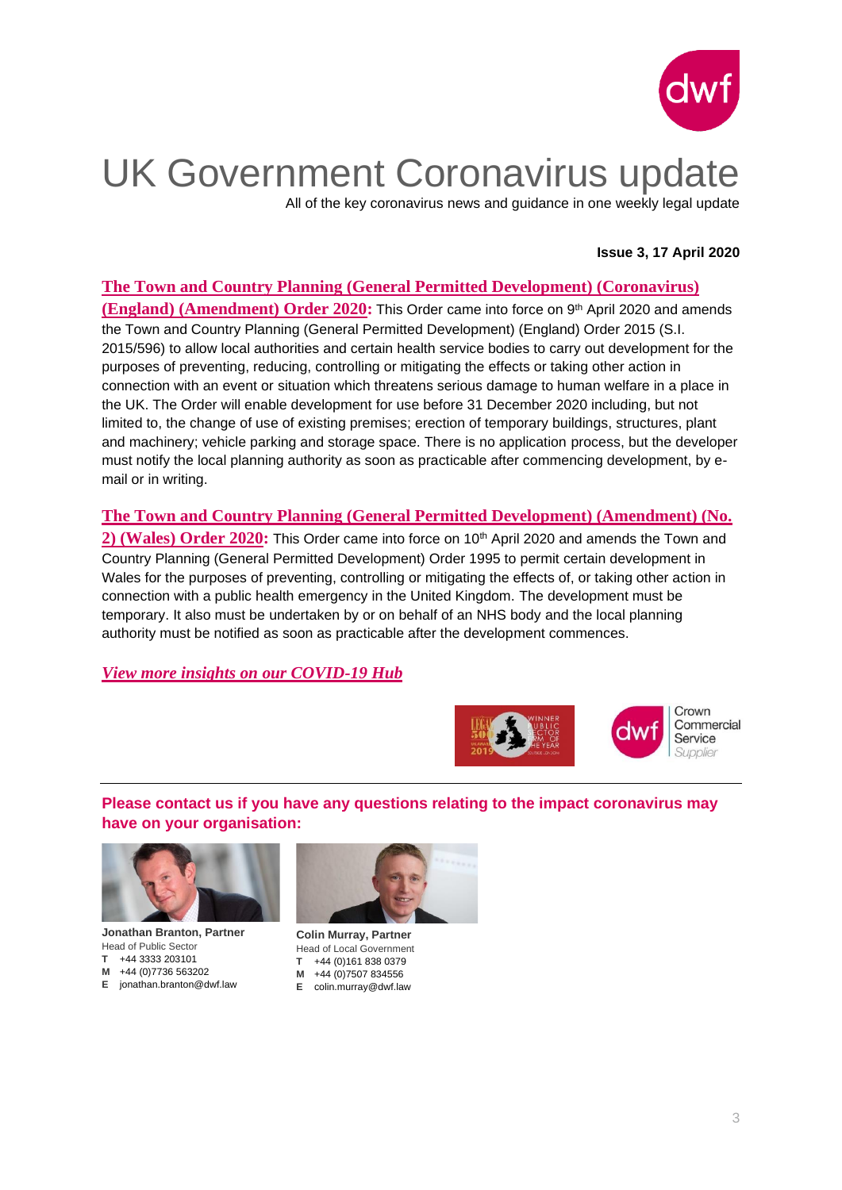# UK Government Coronavirus update

All of the key coronavirus news and guidance in one weekly legal update

**Issue 3, 17 April 2020**

**The Town and Country Planning (General Permitted Development) (Coronavirus) (England) (Amendment) Order 2020:** This Order came into force on 9th April 2020 and amends the Town and Country Planning (General Permitted Development) (England) Order 2015 (S.I. 2015/596) to allow local authorities and certain health service bodies to carry out development for the purposes of preventing, reducing, controlling or mitigating the effects or taking other action in connection with an event or situation which threatens serious damage to human welfare in a place in the UK. The Order will enable development for use before 31 December 2020 including, but not limited to, the change of use of existing premises; erection of temporary buildings, structures, plant and machinery; vehicle parking and storage space. There is no application process, but the developer must notify the local planning authority as soon as practicable after commencing development, by e-mail or in writing.

**The Town and Country Planning (General Permitted Development) (Amendment) (No. 2) (Wales) Order 2020:** This Order came into force on 10th April 2020 and amends the Town and Country Planning (General Permitted Development) Order 1995 to permit certain development in Wales for the purposes of preventing, controlling or mitigating the effects of, or taking other action in connection with a public health emergency in the United Kingdom. The development must be temporary. It also must be undertaken by or on behalf of an NHS body and the local planning authority must be notified as soon as practicable after the development commences.

*View more insights on our COVID-19 Hub*

**Please contact us if you have any questions relating to the impact coronavirus may have on your organisation:**

**Jonathan Branton, Partner**
Head of Public Sector
**T** +44 3333 203101
**M** +44 (0)7736 563202
**E** jonathan.branton@dwf.law

**Colin Murray, Partner**
Head of Local Government
**T** +44 (0)161 838 0379
**M** +44 (0)7507 834556
**E** colin.murray@dwf.law